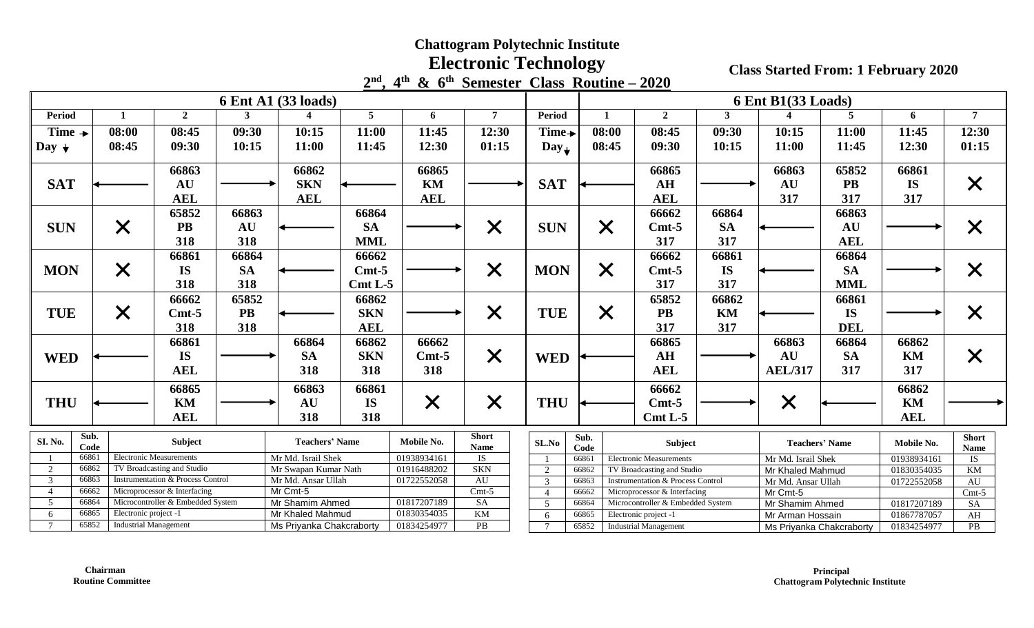# Chattogram Polytechnic Institute

## Electronic Technology

### $2^{nd}$, $4^{th}$ & $6^{th}$ Semester Class Routine – 2020

**Class Started From: 1 February 2020**

**6 Ent A1 (33 loads)**

| Period | 1 | 2 | 3 | 4 | 5 | 6 | 7 |
|---|---|---|---|---|---|---|---|
| Time → | 08:00 08:45 | 08:45 09:30 | 09:30 10:15 | 10:15 11:00 | 11:00 11:45 | 11:45 12:30 | 12:30 01:15 |
| Day ↓ | | | | | | | |
| SAT | ← | 66863 AU AEL | → | 66862 SKN AEL | ← | 66865 KM AEL | → |
| SUN | ✕ | 65852 PB 318 | 66863 AU 318 | ← | 66864 SA MML | → | ✕ |
| MON | ✕ | 66861 IS 318 | 66864 SA 318 | ← | 66662 Cmt-5 Cmt L-5 | → | ✕ |
| TUE | ✕ | 66662 Cmt-5 318 | 65852 PB 318 | ← | 66862 SKN AEL | → | ✕ |
| WED | ← | 66861 IS AEL | → | 66864 SA 318 | 66862 SKN 318 | 66662 Cmt-5 318 | ✕ |
| THU | ← | 66865 KM AEL | → | 66863 AU 318 | 66861 IS 318 | ✕ | ✕ |

| Sl. No. | Sub. Code | Subject | Teachers' Name | Mobile No. | Short Name |
|---|---|---|---|---|---|
| 1 | 66861 | Electronic Measurements | Mr Md. Israil Shek | 01938934161 | IS |
| 2 | 66862 | TV Broadcasting and Studio | Mr Swapan Kumar Nath | 01916488202 | SKN |
| 3 | 66863 | Instrumentation & Process Control | Mr Md. Ansar Ullah | 01722552058 | AU |
| 4 | 66662 | Microprocessor & Interfacing | Mr Cmt-5 | | Cmt-5 |
| 5 | 66864 | Microcontroller & Embedded System | Mr Shamim Ahmed | 01817207189 | SA |
| 6 | 66865 | Electronic project -1 | Mr Khaled Mahmud | 01830354035 | KM |
| 7 | 65852 | Industrial Management | Ms Priyanka Chakcraborty | 01834254977 | PB |

**6 Ent B1(33 Loads)**

| Period | 1 | 2 | 3 | 4 | 5 | 6 | 7 |
|---|---|---|---|---|---|---|---|
| Time → | 08:00 08:45 | 08:45 09:30 | 09:30 10:15 | 10:15 11:00 | 11:00 11:45 | 11:45 12:30 | 12:30 01:15 |
| Day ↓ | | | | | | | |
| SAT | ← | 66865 AH AEL | → | 66863 AU 317 | 65852 PB 317 | 66861 IS 317 | ✕ |
| SUN | ✕ | 66662 Cmt-5 317 | 66864 SA 317 | ← | 66863 AU AEL | → | ✕ |
| MON | ✕ | 66662 Cmt-5 317 | 66861 IS 317 | ← | 66864 SA MML | → | ✕ |
| TUE | ✕ | 65852 PB 317 | 66862 KM 317 | ← | 66861 IS DEL | → | ✕ |
| WED | ← | 66865 AH AEL | → | 66863 AU AEL/317 | 66864 SA 317 | 66862 KM 317 | ✕ |
| THU | ← | 66662 Cmt-5 Cmt L-5 | → | ✕ | ← | 66862 KM AEL | → |

| SL.No | Sub. Code | Subject | Teachers' Name | Mobile No. | Short Name |
|---|---|---|---|---|---|
| 1 | 66861 | Electronic Measurements | Mr Md. Israil Shek | 01938934161 | IS |
| 2 | 66862 | TV Broadcasting and Studio | Mr Khaled Mahmud | 01830354035 | KM |
| 3 | 66863 | Instrumentation & Process Control | Mr Md. Ansar Ullah | 01722552058 | AU |
| 4 | 66662 | Microprocessor & Interfacing | Mr Cmt-5 | | Cmt-5 |
| 5 | 66864 | Microcontroller & Embedded System | Mr Shamim Ahmed | 01817207189 | SA |
| 6 | 66865 | Electronic project -1 | Mr Arman Hossain | 01867787057 | AH |
| 7 | 65852 | Industrial Management | Ms Priyanka Chakcraborty | 01834254977 | PB |

**Chairman**
**Routine Committee**

**Principal**
**Chattogram Polytechnic Institute**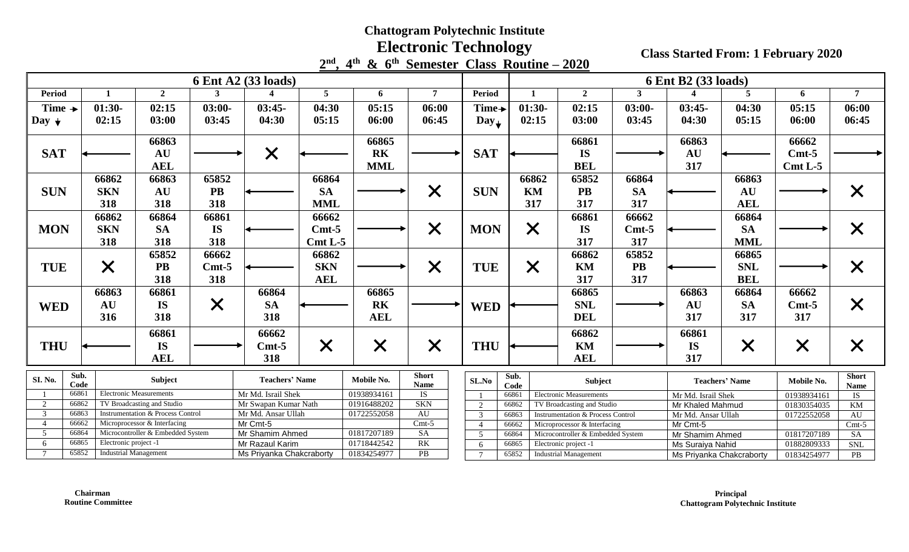# Chattogram Polytechnic Institute

## Electronic Technology

## 2nd, 4th & 6th Semester Class Routine – 2020

**Class Started From: 1 February 2020**

### 6 Ent A2 (33 loads)

| Period | 1 | 2 | 3 | 4 | 5 | 6 | 7 |
|---|---|---|---|---|---|---|---|
| Time → Day ↓ | 01:30-02:15 | 02:15 03:00 | 03:00-03:45 | 03:45-04:30 | 04:30 05:15 | 05:15 06:00 | 06:00 06:45 |
| SAT | ← | 66863 AU AEL | → | ✕ | ← | 66865 RK MML | → |
| SUN | 66862 SKN 318 | 66863 AU 318 | 65852 PB 318 | ← | 66864 SA MML | → | ✕ |
| MON | 66862 SKN 318 | 66864 SA 318 | 66861 IS 318 | ← | 66662 Cmt-5 Cmt L-5 | → | ✕ |
| TUE | ✕ | 65852 PB 318 | 66662 Cmt-5 318 | ← | 66862 SKN AEL | → | ✕ |
| WED | 66863 AU 316 | 66861 IS 318 | ✕ | 66864 SA 318 | ← | 66865 RK AEL | → |
| THU | ← | 66861 IS AEL | → | 66662 Cmt-5 318 | ✕ | ✕ | ✕ |

| SI. No. | Sub. Code | Subject | Teachers' Name | Mobile No. | Short Name |
|---|---|---|---|---|---|
| 1 | 66861 | Electronic Measurements | Mr Md. Israil Shek | 01938934161 | IS |
| 2 | 66862 | TV Broadcasting and Studio | Mr Swapan Kumar Nath | 01916488202 | SKN |
| 3 | 66863 | Instrumentation & Process Control | Mr Md. Ansar Ullah | 01722552058 | AU |
| 4 | 66662 | Microprocessor & Interfacing | Mr Cmt-5 | | Cmt-5 |
| 5 | 66864 | Microcontroller & Embedded System | Mr Shamim Ahmed | 01817207189 | SA |
| 6 | 66865 | Electronic project -1 | Mr Razaul Karim | 01718442542 | RK |
| 7 | 65852 | Industrial Management | Ms Priyanka Chakcraborty | 01834254977 | PB |

### 6 Ent B2 (33 loads)

| Period | 1 | 2 | 3 | 4 | 5 | 6 | 7 |
|---|---|---|---|---|---|---|---|
| Time → Day ↓ | 01:30-02:15 | 02:15 03:00 | 03:00-03:45 | 03:45-04:30 | 04:30 05:15 | 05:15 06:00 | 06:00 06:45 |
| SAT | ← | 66861 IS BEL | → | 66863 AU 317 | ← | 66662 Cmt-5 Cmt L-5 | → |
| SUN | 66862 KM 317 | 65852 PB 317 | 66864 SA 317 | ← | 66863 AU AEL | → | ✕ |
| MON | ✕ | 66861 IS 317 | 66662 Cmt-5 317 | ← | 66864 SA MML | → | ✕ |
| TUE | ✕ | 66862 KM 317 | 65852 PB 317 | ← | 66865 SNL BEL | → | ✕ |
| WED | ← | 66865 SNL DEL | → | 66863 AU 317 | 66864 SA 317 | 66662 Cmt-5 317 | ✕ |
| THU | ← | 66862 KM AEL | → | 66861 IS 317 | ✕ | ✕ | ✕ |

| SL.No | Sub. Code | Subject | Teachers' Name | Mobile No. | Short Name |
|---|---|---|---|---|---|
| 1 | 66861 | Electronic Measurements | Mr Md. Israil Shek | 01938934161 | IS |
| 2 | 66862 | TV Broadcasting and Studio | Mr Khaled Mahmud | 01830354035 | KM |
| 3 | 66863 | Instrumentation & Process Control | Mr Md. Ansar Ullah | 01722552058 | AU |
| 4 | 66662 | Microprocessor & Interfacing | Mr Cmt-5 | | Cmt-5 |
| 5 | 66864 | Microcontroller & Embedded System | Mr Shamim Ahmed | 01817207189 | SA |
| 6 | 66865 | Electronic project -1 | Ms Suraiya Nahid | 01882809333 | SNL |
| 7 | 65852 | Industrial Management | Ms Priyanka Chakcraborty | 01834254977 | PB |

**Chairman**
**Routine Committee**

**Principal**
**Chattogram Polytechnic Institute**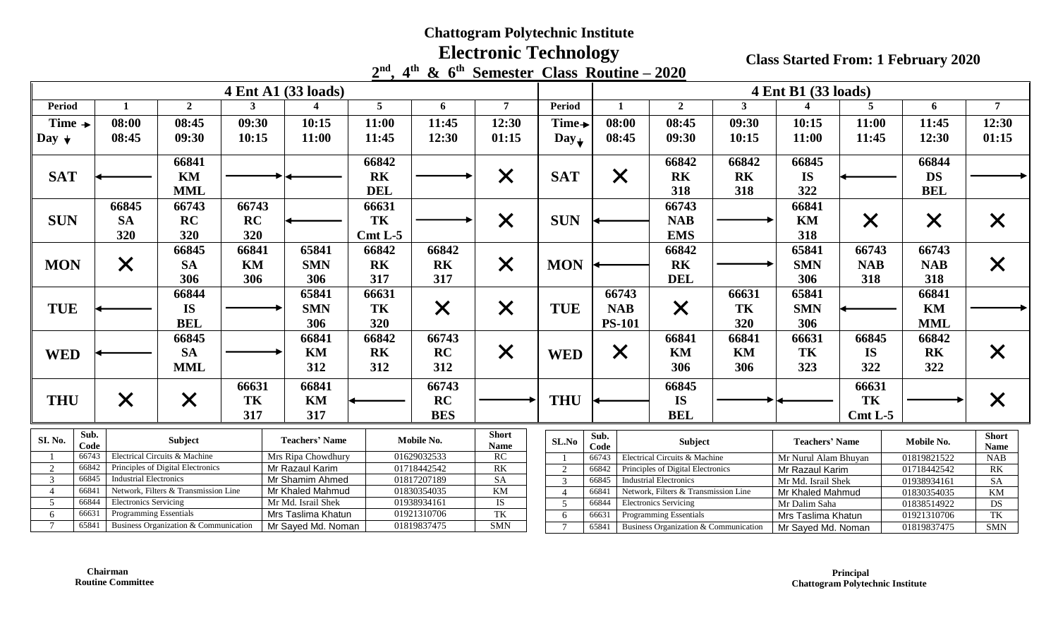**Chattogram Polytechnic Institute**

# Electronic Technology

**$2^{nd}$, $4^{th}$ & $6^{th}$ Semester Class Routine – 2020**

**Class Started From: 1 February 2020**

## 4 Ent A1 (33 loads)

| Period | 1 | 2 | 3 | 4 | 5 | 6 | 7 |
|---|---|---|---|---|---|---|---|
| Time → Day ↓ | 08:00 08:45 | 08:45 09:30 | 09:30 10:15 | 10:15 11:00 | 11:00 11:45 | 11:45 12:30 | 12:30 01:15 |
| SAT | ← | 66841 KM MML | → | ← | 66842 RK DEL | → | ✕ |
| SUN | 66845 SA 320 | 66743 RC 320 | 66743 RC 320 | ← | 66631 TK Cmt L-5 | → | ✕ |
| MON | ✕ | 66845 SA 306 | 66841 KM 306 | 65841 SMN 306 | 66842 RK 317 | 66842 RK 317 | ✕ |
| TUE | ← | 66844 IS BEL | → | 65841 SMN 306 | 66631 TK 320 | ✕ | ✕ |
| WED | ← | 66845 SA MML | → | 66841 KM 312 | 66842 RK 312 | 66743 RC 312 | ✕ |
| THU | ✕ | ✕ | 66631 TK 317 | 66841 KM 317 | ← | 66743 RC BES | → |

| Sl. No. | Sub. Code | Subject | Teachers' Name | Mobile No. | Short Name |
|---|---|---|---|---|---|
| 1 | 66743 | Electrical Circuits & Machine | Mrs Ripa Chowdhury | 01629032533 | RC |
| 2 | 66842 | Principles of Digital Electronics | Mr Razaul Karim | 01718442542 | RK |
| 3 | 66845 | Industrial Electronics | Mr Shamim Ahmed | 01817207189 | SA |
| 4 | 66841 | Network, Filters & Transmission Line | Mr Khaled Mahmud | 01830354035 | KM |
| 5 | 66844 | Electronics Servicing | Mr Md. Israil Shek | 01938934161 | IS |
| 6 | 66631 | Programming Essentials | Mrs Taslima Khatun | 01921310706 | TK |
| 7 | 65841 | Business Organization & Communication | Mr Sayed Md. Noman | 01819837475 | SMN |

## 4 Ent B1 (33 loads)

| Period | 1 | 2 | 3 | 4 | 5 | 6 | 7 |
|---|---|---|---|---|---|---|---|
| Time → Day ↓ | 08:00 08:45 | 08:45 09:30 | 09:30 10:15 | 10:15 11:00 | 11:00 11:45 | 11:45 12:30 | 12:30 01:15 |
| SAT | ✕ | 66842 RK 318 | 66842 RK 318 | 66845 IS 322 | ← | 66844 DS BEL | → |
| SUN | ← | 66743 NAB EMS | → | 66841 KM 318 | ✕ | ✕ | ✕ |
| MON | ← | 66842 RK DEL | → | 65841 SMN 306 | 66743 NAB 318 | 66743 NAB 318 | ✕ |
| TUE | 66743 NAB PS-101 | ✕ | 66631 TK 320 | 65841 SMN 306 | ← | 66841 KM MML | → |
| WED | ✕ | 66841 KM 306 | 66841 KM 306 | 66631 TK 323 | 66845 IS 322 | 66842 RK 322 | ✕ |
| THU | ← | 66845 IS BEL | → | ← | 66631 TK Cmt L-5 | → | ✕ |

| SL.No | Sub. Code | Subject | Teachers' Name | Mobile No. | Short Name |
|---|---|---|---|---|---|
| 1 | 66743 | Electrical Circuits & Machine | Mr Nurul Alam Bhuyan | 01819821522 | NAB |
| 2 | 66842 | Principles of Digital Electronics | Mr Razaul Karim | 01718442542 | RK |
| 3 | 66845 | Industrial Electronics | Mr Md. Israil Shek | 01938934161 | SA |
| 4 | 66841 | Network, Filters & Transmission Line | Mr Khaled Mahmud | 01830354035 | KM |
| 5 | 66844 | Electronics Servicing | Mr Dalim Saha | 01838514922 | DS |
| 6 | 66631 | Programming Essentials | Mrs Taslima Khatun | 01921310706 | TK |
| 7 | 65841 | Business Organization & Communication | Mr Sayed Md. Noman | 01819837475 | SMN |

**Chairman**
**Routine Committee**

**Principal**
**Chattogram Polytechnic Institute**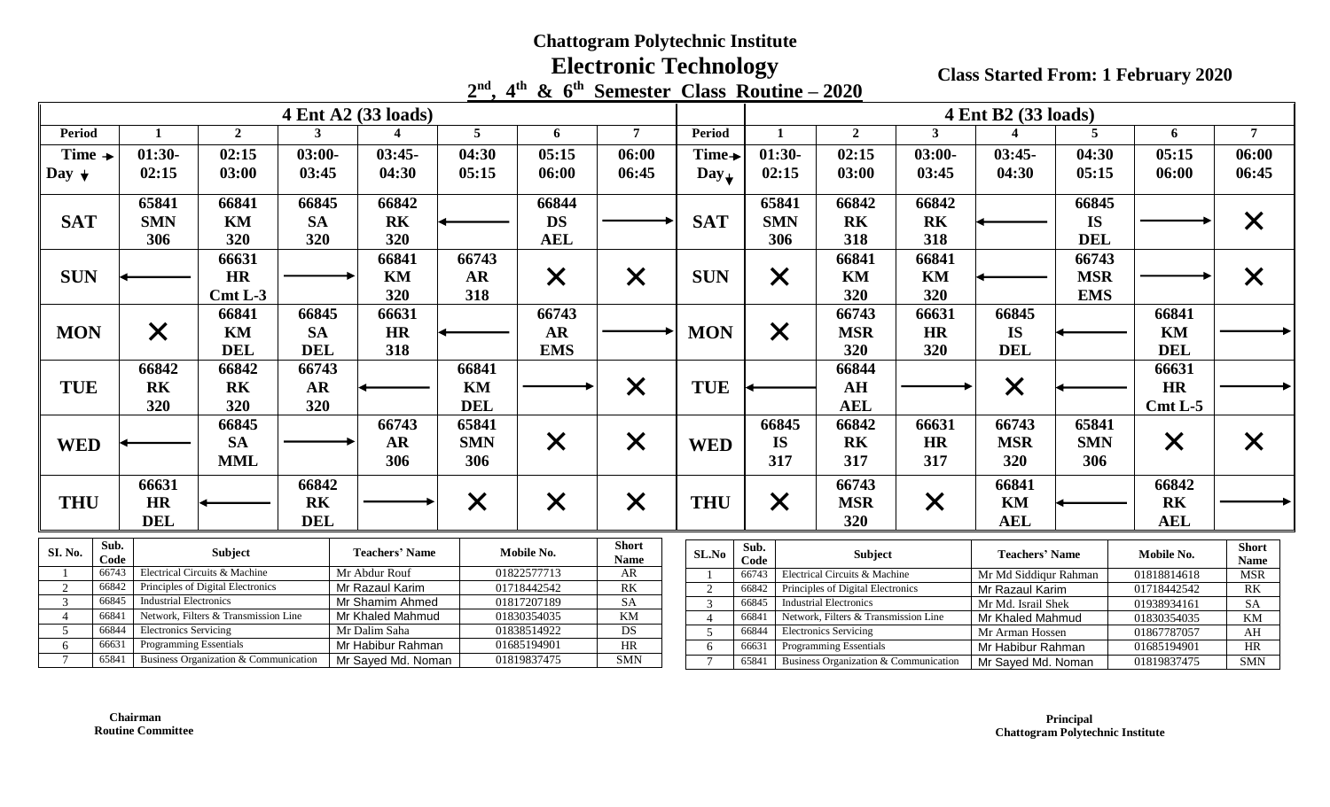# Chattogram Polytechnic Institute

## Electronic Technology

### $2^{nd}$, $4^{th}$ & $6^{th}$ Semester Class Routine – 2020

**Class Started From: 1 February 2020**

### 4 Ent A2 (33 loads)

| Period | 1 | 2 | 3 | 4 | 5 | 6 | 7 |
|---|---|---|---|---|---|---|---|
| Time → / Day ↓ | 01:30-02:15 | 02:15 03:00 | 03:00-03:45 | 03:45-04:30 | 04:30 05:15 | 05:15 06:00 | 06:00 06:45 |
| SAT | 65841 SMN 306 | 66841 KM 320 | 66845 SA 320 | 66842 RK 320 | ← | 66844 DS AEL | → |
| SUN | ← | 66631 HR Cmt L-3 | → | 66841 KM 320 | 66743 AR 318 | ✕ | ✕ |
| MON | ✕ | 66841 KM DEL | 66845 SA DEL | 66631 HR 318 | ← | 66743 AR EMS | → |
| TUE | 66842 RK 320 | 66842 RK 320 | 66743 AR 320 | ← | 66841 KM DEL | → | ✕ |
| WED | ← | 66845 SA MML | → | 66743 AR 306 | 65841 SMN 306 | ✕ | ✕ |
| THU | 66631 HR DEL | ← | 66842 RK DEL | → | ✕ | ✕ | ✕ |

| SI. No. | Sub. Code | Subject | Teachers' Name | Mobile No. | Short Name |
|---|---|---|---|---|---|
| 1 | 66743 | Electrical Circuits & Machine | Mr Abdur Rouf | 01822577713 | AR |
| 2 | 66842 | Principles of Digital Electronics | Mr Razaul Karim | 01718442542 | RK |
| 3 | 66845 | Industrial Electronics | Mr Shamim Ahmed | 01817207189 | SA |
| 4 | 66841 | Network, Filters & Transmission Line | Mr Khaled Mahmud | 01830354035 | KM |
| 5 | 66844 | Electronics Servicing | Mr Dalim Saha | 01838514922 | DS |
| 6 | 66631 | Programming Essentials | Mr Habibur Rahman | 01685194901 | HR |
| 7 | 65841 | Business Organization & Communication | Mr Sayed Md. Noman | 01819837475 | SMN |

### 4 Ent B2 (33 loads)

| Period | 1 | 2 | 3 | 4 | 5 | 6 | 7 |
|---|---|---|---|---|---|---|---|
| Time → / Day ↓ | 01:30-02:15 | 02:15 03:00 | 03:00-03:45 | 03:45-04:30 | 04:30 05:15 | 05:15 06:00 | 06:00 06:45 |
| SAT | 65841 SMN 306 | 66842 RK 318 | 66842 RK 318 | ← | 66845 IS DEL | → | ✕ |
| SUN | ✕ | 66841 KM 320 | 66841 KM 320 | ← | 66743 MSR EMS | → | ✕ |
| MON | ✕ | 66743 MSR 320 | 66631 HR 320 | 66845 IS DEL | ← | 66841 KM DEL | → |
| TUE | ← | 66844 AH AEL | → | ✕ | ← | 66631 HR Cmt L-5 | → |
| WED | 66845 IS 317 | 66842 RK 317 | 66631 HR 317 | 66743 MSR 320 | 65841 SMN 306 | ✕ | ✕ |
| THU | ✕ | 66743 MSR 320 | ✕ | 66841 KM AEL | ← | 66842 RK AEL | → |

| SL.No | Sub. Code | Subject | Teachers' Name | Mobile No. | Short Name |
|---|---|---|---|---|---|
| 1 | 66743 | Electrical Circuits & Machine | Mr Md Siddiqur Rahman | 01818814618 | MSR |
| 2 | 66842 | Principles of Digital Electronics | Mr Razaul Karim | 01718442542 | RK |
| 3 | 66845 | Industrial Electronics | Mr Md. Israil Shek | 01938934161 | SA |
| 4 | 66841 | Network, Filters & Transmission Line | Mr Khaled Mahmud | 01830354035 | KM |
| 5 | 66844 | Electronics Servicing | Mr Arman Hossen | 01867787057 | AH |
| 6 | 66631 | Programming Essentials | Mr Habibur Rahman | 01685194901 | HR |
| 7 | 65841 | Business Organization & Communication | Mr Sayed Md. Noman | 01819837475 | SMN |

**Chairman**
**Routine Committee**

**Principal**
**Chattogram Polytechnic Institute**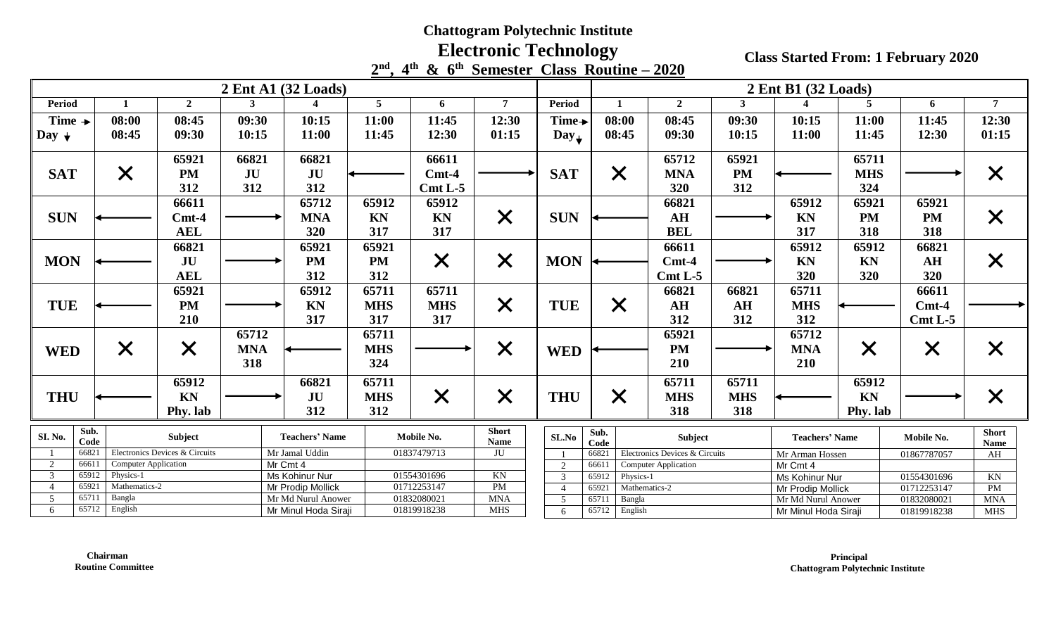# Chattogram Polytechnic Institute

## Electronic Technology

### $2^{nd}$, $4^{th}$ & $6^{th}$ Semester Class Routine – 2020

**Class Started From: 1 February 2020**

**2 Ent A1 (32 Loads)**

| Period | 1 | 2 | 3 | 4 | 5 | 6 | 7 |
|---|---|---|---|---|---|---|---|
| Time → / Day ↓ | 08:00 08:45 | 08:45 09:30 | 09:30 10:15 | 10:15 11:00 | 11:00 11:45 | 11:45 12:30 | 12:30 01:15 |
| SAT | ✕ | 65921 PM 312 | 66821 JU 312 | 66821 JU 312 | ← | 66611 Cmt-4 Cmt L-5 | → |
| SUN | ← | 66611 Cmt-4 AEL | → | 65712 MNA 320 | 65912 KN 317 | 65912 KN 317 | ✕ |
| MON | ← | 66821 JU AEL | → | 65921 PM 312 | 65921 PM 312 | ✕ | ✕ |
| TUE | ← | 65921 PM 210 | → | 65912 KN 317 | 65711 MHS 317 | 65711 MHS 317 | ✕ |
| WED | ✕ | ✕ | 65712 MNA 318 | ← | 65711 MHS 324 | → | ✕ |
| THU | ← | 65912 KN Phy. lab | → | 66821 JU 312 | 65711 MHS 312 | ✕ | ✕ |

| Sl. No. | Sub. Code | Subject | Teachers' Name | Mobile No. | Short Name |
|---|---|---|---|---|---|
| 1 | 66821 | Electronics Devices & Circuits | Mr Jamal Uddin | 01837479713 | JU |
| 2 | 66611 | Computer Application | Mr Cmt 4 | | |
| 3 | 65912 | Physics-1 | Ms Kohinur Nur | 01554301696 | KN |
| 4 | 65921 | Mathematics-2 | Mr Prodip Mollick | 01712253147 | PM |
| 5 | 65711 | Bangla | Mr Md Nurul Anower | 01832080021 | MNA |
| 6 | 65712 | English | Mr Minul Hoda Siraji | 01819918238 | MHS |

**2 Ent B1 (32 Loads)**

| Period | 1 | 2 | 3 | 4 | 5 | 6 | 7 |
|---|---|---|---|---|---|---|---|
| Time → / Day ↓ | 08:00 08:45 | 08:45 09:30 | 09:30 10:15 | 10:15 11:00 | 11:00 11:45 | 11:45 12:30 | 12:30 01:15 |
| SAT | ✕ | 65712 MNA 320 | 65921 PM 312 | ← | 65711 MHS 324 | → | ✕ |
| SUN | ← | 66821 AH BEL | → | 65912 KN 317 | 65921 PM 318 | 65921 PM 318 | ✕ |
| MON | ← | 66611 Cmt-4 Cmt L-5 | → | 65912 KN 320 | 65912 KN 320 | 66821 AH 320 | ✕ |
| TUE | ✕ | 66821 AH 312 | 66821 AH 312 | 65711 MHS 312 | ← | 66611 Cmt-4 Cmt L-5 | → |
| WED | ← | 65921 PM 210 | → | 65712 MNA 210 | ✕ | ✕ | ✕ |
| THU | ✕ | 65711 MHS 318 | 65711 MHS 318 | ← | 65912 KN Phy. lab | → | ✕ |

| SL.No | Sub. Code | Subject | Teachers' Name | Mobile No. | Short Name |
|---|---|---|---|---|---|
| 1 | 66821 | Electronics Devices & Circuits | Mr Arman Hossen | 01867787057 | AH |
| 2 | 66611 | Computer Application | Mr Cmt 4 | | |
| 3 | 65912 | Physics-1 | Ms Kohinur Nur | 01554301696 | KN |
| 4 | 65921 | Mathematics-2 | Mr Prodip Mollick | 01712253147 | PM |
| 5 | 65711 | Bangla | Mr Md Nurul Anower | 01832080021 | MNA |
| 6 | 65712 | English | Mr Minul Hoda Siraji | 01819918238 | MHS |

**Chairman**
**Routine Committee**

**Principal**
**Chattogram Polytechnic Institute**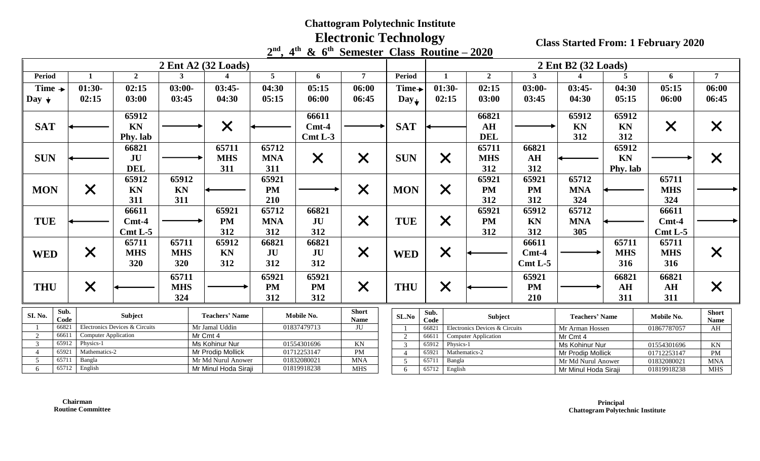# Chattogram Polytechnic Institute

## Electronic Technology

### $2^{nd}$, $4^{th}$ & $6^{th}$ Semester Class Routine – 2020

**Class Started From: 1 February 2020**

**2 Ent A2 (32 Loads)**

| Period | 1 | 2 | 3 | 4 | 5 | 6 | 7 |
|---|---|---|---|---|---|---|---|
| Time → Day ↓ | 01:30-02:15 | 02:15 03:00 | 03:00-03:45 | 03:45-04:30 | 04:30 05:15 | 05:15 06:00 | 06:00 06:45 |
| SAT | ← | 65912 KN Phy. lab | → | ✕ | ← | 66611 Cmt-4 Cmt L-3 | → |
| SUN | ← | 66821 JU DEL | → | 65711 MHS 311 | 65712 MNA 311 | ✕ | ✕ |
| MON | ✕ | 65912 KN 311 | 65912 KN 311 | ← | 65921 PM 210 | → | ✕ |
| TUE | ← | 66611 Cmt-4 Cmt L-5 | → | 65921 PM 312 | 65712 MNA 312 | 66821 JU 312 | ✕ |
| WED | ✕ | 65711 MHS 320 | 65711 MHS 320 | 65912 KN 312 | 66821 JU 312 | 66821 JU 312 | ✕ |
| THU | ✕ | ← | 65711 MHS 324 | → | 65921 PM 312 | 65921 PM 312 | ✕ |

**2 Ent B2 (32 Loads)**

| Period | 1 | 2 | 3 | 4 | 5 | 6 | 7 |
|---|---|---|---|---|---|---|---|
| Time → Day ↓ | 01:30-02:15 | 02:15 03:00 | 03:00-03:45 | 03:45-04:30 | 04:30 05:15 | 05:15 06:00 | 06:00 06:45 |
| SAT | ← | 66821 AH DEL | → | 65912 KN 312 | 65912 KN 312 | ✕ | ✕ |
| SUN | ✕ | 65711 MHS 312 | 66821 AH 312 | ← | 65912 KN Phy. lab | → | ✕ |
| MON | ✕ | 65921 PM 312 | 65921 PM 312 | 65712 MNA 324 | ← | 65711 MHS 324 | → |
| TUE | ✕ | 65921 PM 312 | 65912 KN 312 | 65712 MNA 305 | ← | 66611 Cmt-4 Cmt L-5 | → |
| WED | ✕ | ← | 66611 Cmt-4 Cmt L-5 | → | 65711 MHS 316 | 65711 MHS 316 | ✕ |
| THU | ✕ | ← | 65921 PM 210 | → | 66821 AH 311 | 66821 AH 311 | ✕ |

| SI. No. | Sub. Code | Subject | Teachers' Name | Mobile No. | Short Name |
|---|---|---|---|---|---|
| 1 | 66821 | Electronics Devices & Circuits | Mr Jamal Uddin | 01837479713 | JU |
| 2 | 66611 | Computer Application | Mr Cmt 4 | | |
| 3 | 65912 | Physics-1 | Ms Kohinur Nur | 01554301696 | KN |
| 4 | 65921 | Mathematics-2 | Mr Prodip Mollick | 01712253147 | PM |
| 5 | 65711 | Bangla | Mr Md Nurul Anower | 01832080021 | MNA |
| 6 | 65712 | English | Mr Minul Hoda Siraji | 01819918238 | MHS |

| SL.No | Sub. Code | Subject | Teachers' Name | Mobile No. | Short Name |
|---|---|---|---|---|---|
| 1 | 66821 | Electronics Devices & Circuits | Mr Arman Hossen | 01867787057 | AH |
| 2 | 66611 | Computer Application | Mr Cmt 4 | | |
| 3 | 65912 | Physics-1 | Ms Kohinur Nur | 01554301696 | KN |
| 4 | 65921 | Mathematics-2 | Mr Prodip Mollick | 01712253147 | PM |
| 5 | 65711 | Bangla | Mr Md Nurul Anower | 01832080021 | MNA |
| 6 | 65712 | English | Mr Minul Hoda Siraji | 01819918238 | MHS |

**Chairman**
**Routine Committee**

**Principal**
**Chattogram Polytechnic Institute**